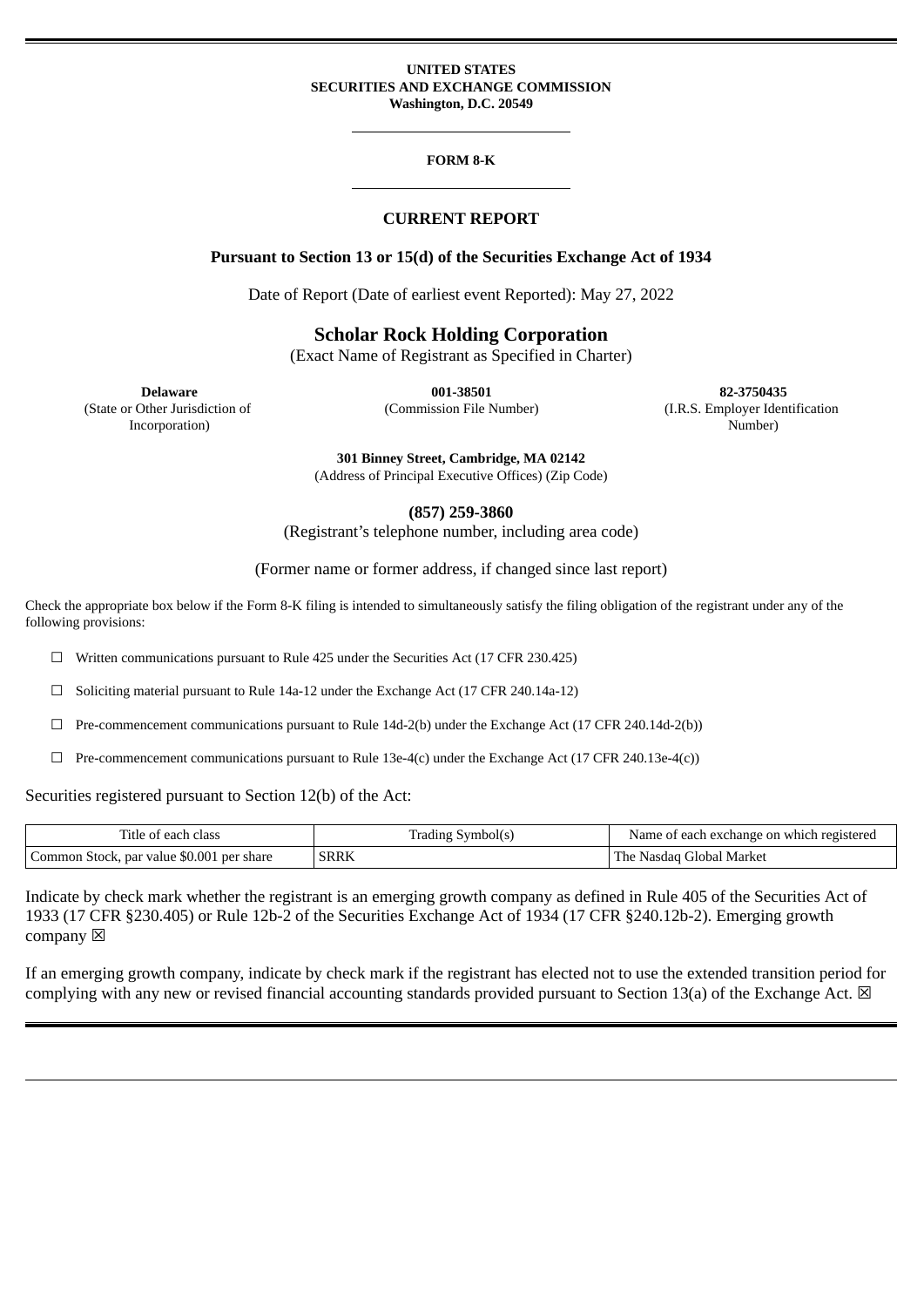**UNITED STATES**
**SECURITIES AND EXCHANGE COMMISSION**
**Washington, D.C. 20549**

---

**FORM 8-K**

---

## CURRENT REPORT

**Pursuant to Section 13 or 15(d) of the Securities Exchange Act of 1934**

Date of Report (Date of earliest event Reported): May 27, 2022

# Scholar Rock Holding Corporation

(Exact Name of Registrant as Specified in Charter)

| **Delaware** | **001-38501** | **82-3750435** |
|---|---|---|
| (State or Other Jurisdiction of Incorporation) | (Commission File Number) | (I.R.S. Employer Identification Number) |

**301 Binney Street, Cambridge, MA 02142**
(Address of Principal Executive Offices) (Zip Code)

**(857) 259-3860**
(Registrant's telephone number, including area code)

(Former name or former address, if changed since last report)

Check the appropriate box below if the Form 8-K filing is intended to simultaneously satisfy the filing obligation of the registrant under any of the following provisions:

☐ Written communications pursuant to Rule 425 under the Securities Act (17 CFR 230.425)

☐ Soliciting material pursuant to Rule 14a-12 under the Exchange Act (17 CFR 240.14a-12)

☐ Pre-commencement communications pursuant to Rule 14d-2(b) under the Exchange Act (17 CFR 240.14d-2(b))

☐ Pre-commencement communications pursuant to Rule 13e-4(c) under the Exchange Act (17 CFR 240.13e-4(c))

Securities registered pursuant to Section 12(b) of the Act:

| Title of each class | Trading Symbol(s) | Name of each exchange on which registered |
|---|---|---|
| Common Stock, par value $0.001 per share | SRRK | The Nasdaq Global Market |

Indicate by check mark whether the registrant is an emerging growth company as defined in Rule 405 of the Securities Act of 1933 (17 CFR §230.405) or Rule 12b-2 of the Securities Exchange Act of 1934 (17 CFR §240.12b-2). Emerging growth company ☒

If an emerging growth company, indicate by check mark if the registrant has elected not to use the extended transition period for complying with any new or revised financial accounting standards provided pursuant to Section 13(a) of the Exchange Act. ☒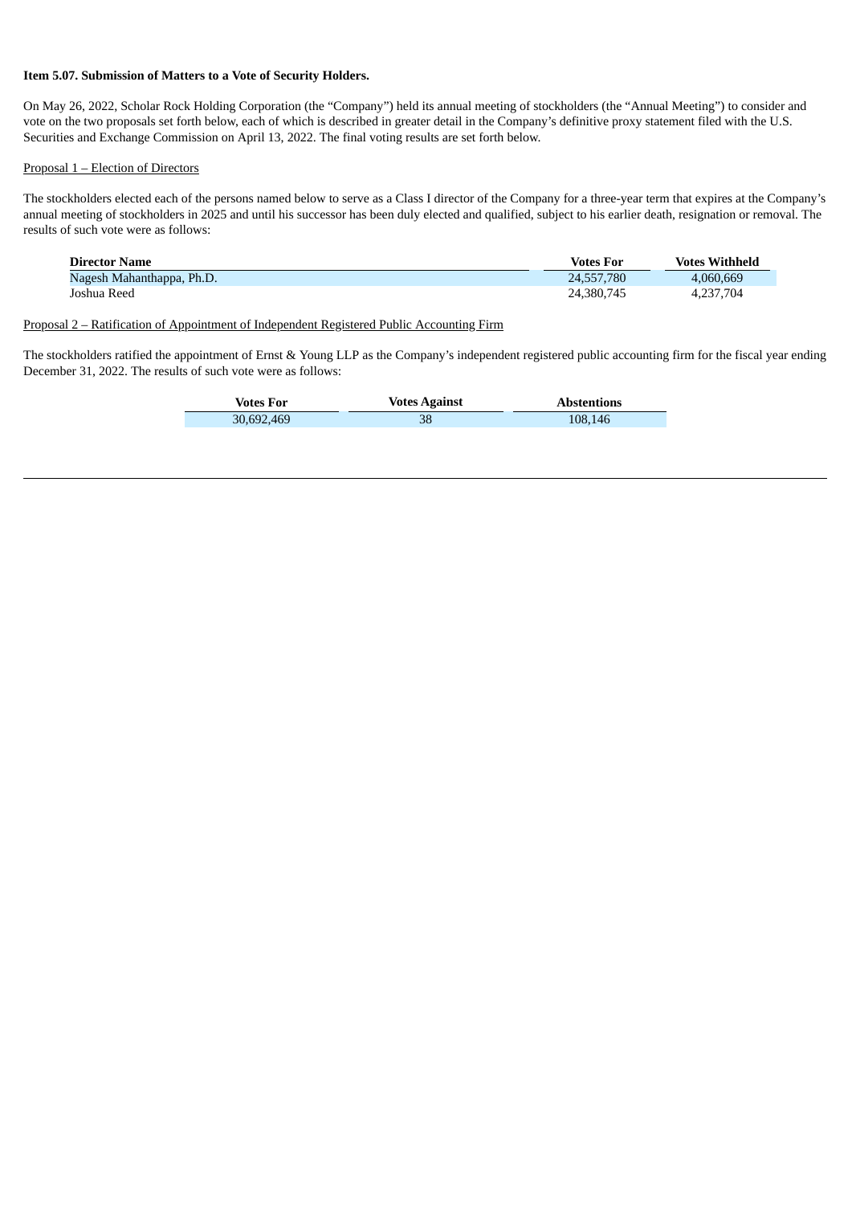**Item 5.07. Submission of Matters to a Vote of Security Holders.**

On May 26, 2022, Scholar Rock Holding Corporation (the "Company") held its annual meeting of stockholders (the "Annual Meeting") to consider and vote on the two proposals set forth below, each of which is described in greater detail in the Company's definitive proxy statement filed with the U.S. Securities and Exchange Commission on April 13, 2022. The final voting results are set forth below.

Proposal 1 – Election of Directors

The stockholders elected each of the persons named below to serve as a Class I director of the Company for a three-year term that expires at the Company's annual meeting of stockholders in 2025 and until his successor has been duly elected and qualified, subject to his earlier death, resignation or removal. The results of such vote were as follows:

| Director Name | Votes For | Votes Withheld |
| --- | --- | --- |
| Nagesh Mahanthappa, Ph.D. | 24,557,780 | 4,060,669 |
| Joshua Reed | 24,380,745 | 4,237,704 |

Proposal 2 – Ratification of Appointment of Independent Registered Public Accounting Firm

The stockholders ratified the appointment of Ernst & Young LLP as the Company's independent registered public accounting firm for the fiscal year ending December 31, 2022. The results of such vote were as follows:

| Votes For | Votes Against | Abstentions |
| --- | --- | --- |
| 30,692,469 | 38 | 108,146 |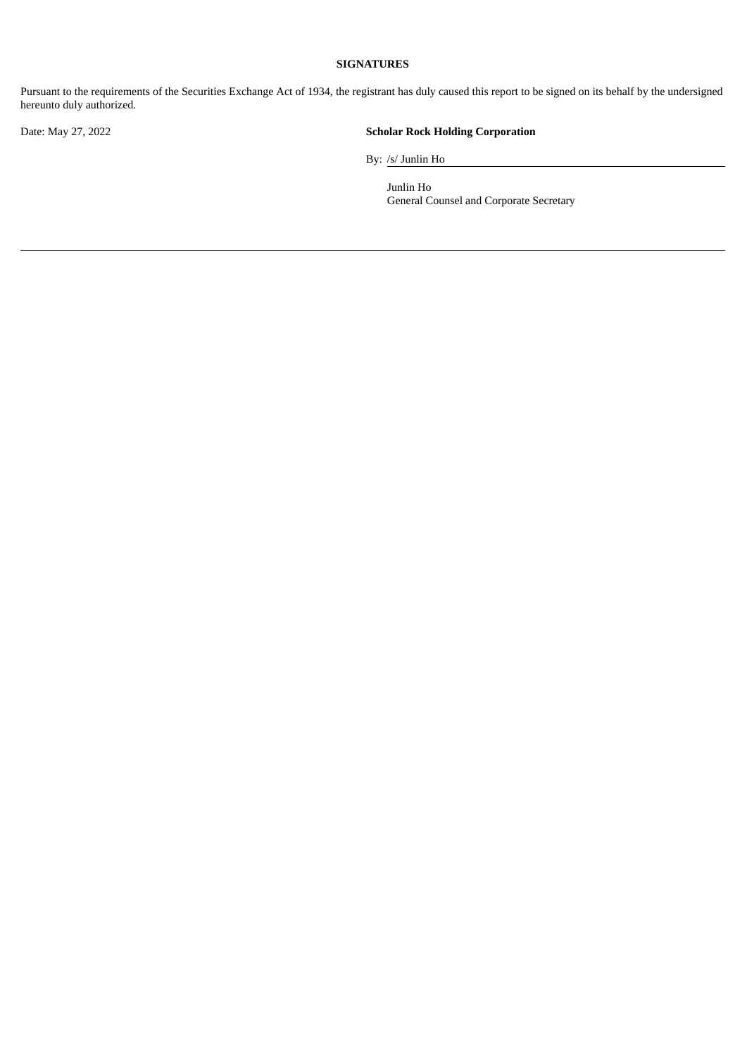**SIGNATURES**

Pursuant to the requirements of the Securities Exchange Act of 1934, the registrant has duly caused this report to be signed on its behalf by the undersigned hereunto duly authorized.

Date: May 27, 2022

**Scholar Rock Holding Corporation**

By: /s/ Junlin Ho

Junlin Ho
General Counsel and Corporate Secretary